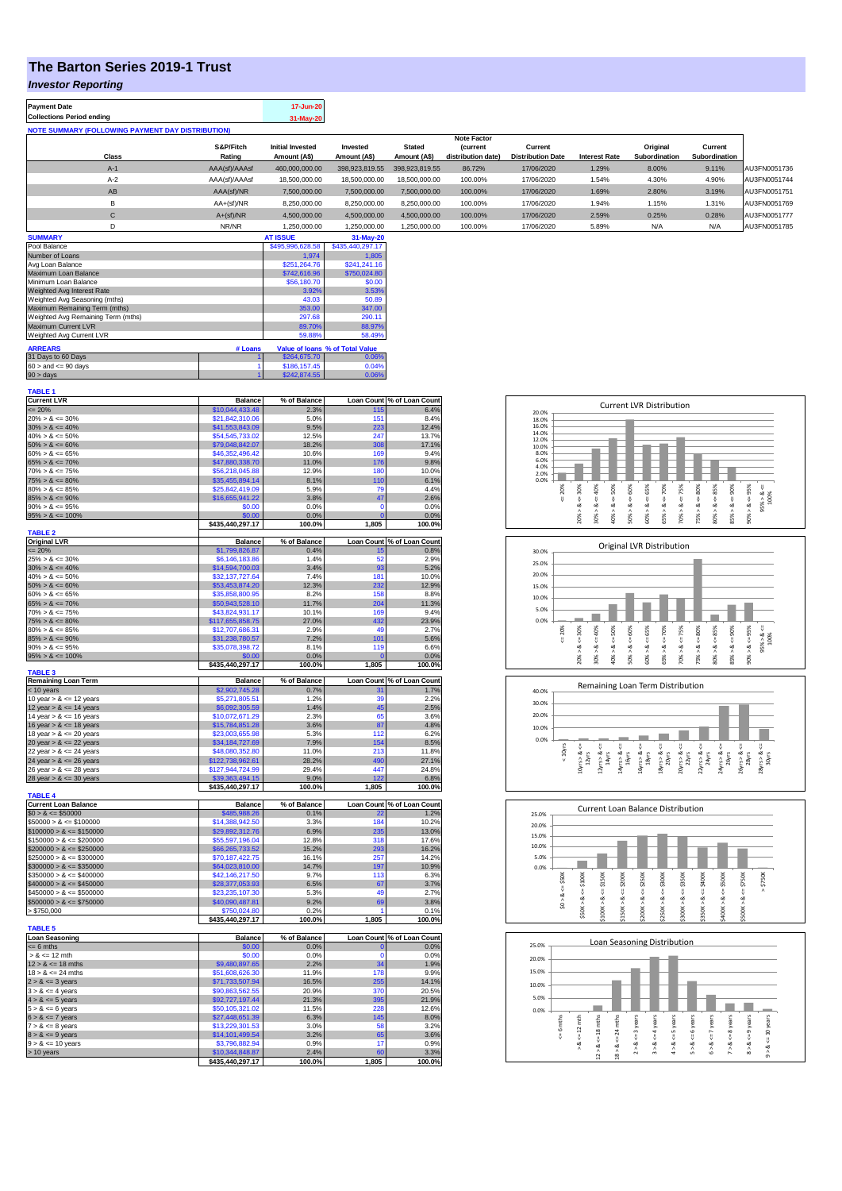# The Barton Series 2019-1 Trust

## *Investor Reporting*

| Payment Date | 17-Jun-20 |
|---|---|
| Collections Period ending | 31-May-20 |

**NOTE SUMMARY (FOLLOWING PAYMENT DAY DISTRIBUTION)**

| Class | S&P/Fitch Rating | Initial Invested Amount (A$) | Invested Amount (A$) | Stated Amount (A$) | Note Factor (current distribution date) | Current Distribution Date | Interest Rate | Original Subordination | Current Subordination | |
|---|---|---|---|---|---|---|---|---|---|---|
| A-1 | AAA(sf)/AAAsf | 460,000,000.00 | 398,923,819.55 | 398,923,819.55 | 86.72% | 17/06/2020 | 1.29% | 8.00% | 9.11% | AU3FN0051736 |
| A-2 | AAA(sf)/AAAsf | 18,500,000.00 | 18,500,000.00 | 18,500,000.00 | 100.00% | 17/06/2020 | 1.54% | 4.30% | 4.90% | AU3FN0051744 |
| AB | AAA(sf)/NR | 7,500,000.00 | 7,500,000.00 | 7,500,000.00 | 100.00% | 17/06/2020 | 1.69% | 2.80% | 3.19% | AU3FN0051751 |
| B | AA+(sf)/NR | 8,250,000.00 | 8,250,000.00 | 8,250,000.00 | 100.00% | 17/06/2020 | 1.94% | 1.15% | 1.31% | AU3FN0051769 |
| C | A+(sf)/NR | 4,500,000.00 | 4,500,000.00 | 4,500,000.00 | 100.00% | 17/06/2020 | 2.59% | 0.25% | 0.28% | AU3FN0051777 |
| D | NR/NR | 1,250,000.00 | 1,250,000.00 | 1,250,000.00 | 100.00% | 17/06/2020 | 5.89% | N/A | N/A | AU3FN0051785 |

| SUMMARY | AT ISSUE | 31-May-20 |
|---|---|---|
| Pool Balance | $495,996,628.58 | $435,440,297.17 |
| Number of Loans | 1,974 | 1,805 |
| Avg Loan Balance | $251,264.76 | $241,241.16 |
| Maximum Loan Balance | $742,616.96 | $750,024.80 |
| Minimum Loan Balance | $56,180.70 | $0.00 |
| Weighted Avg Interest Rate | 3.92% | 3.53% |
| Weighted Avg Seasoning (mths) | 43.03 | 50.89 |
| Maximum Remaining Term (mths) | 353.00 | 347.00 |
| Weighted Avg Remaining Term (mths) | 297.68 | 290.11 |
| Maximum Current LVR | 89.70% | 88.97% |
| Weighted Avg Current LVR | 59.88% | 58.49% |

| ARREARS | # Loans | Value of loans | % of Total Value |
|---|---|---|---|
| 31 Days to 60 Days | 1 | $264,675.70 | 0.06% |
| 60 > and <= 90 days | 1 | $186,157.45 | 0.04% |
| 90 > days | 1 | $242,874.55 | 0.06% |

**TABLE 1**

| Current LVR | Balance | % of Balance | Loan Count | % of Loan Count |
|---|---|---|---|---|
| <= 20% | $10,044,433.48 | 2.3% | 115 | 6.4% |
| 20% > & <= 30% | $21,842,310.06 | 5.0% | 151 | 8.4% |
| 30% > & <= 40% | $41,553,843.09 | 9.5% | 223 | 12.4% |
| 40% > & <= 50% | $54,545,733.02 | 12.5% | 247 | 13.7% |
| 50% > & <= 60% | $79,048,842.07 | 18.2% | 308 | 17.1% |
| 60% > & <= 65% | $46,352,496.42 | 10.6% | 169 | 9.4% |
| 65% > & <= 70% | $47,880,338.70 | 11.0% | 176 | 9.8% |
| 70% > & <= 75% | $56,218,045.88 | 12.9% | 180 | 10.0% |
| 75% > & <= 80% | $35,455,894.14 | 8.1% | 110 | 6.1% |
| 80% > & <= 85% | $25,842,419.09 | 5.9% | 79 | 4.4% |
| 85% > & <= 90% | $16,655,941.22 | 3.8% | 47 | 2.6% |
| 90% > & <= 95% | $0.00 | 0.0% | 0 | 0.0% |
| 95% > & <= 100% | $0.00 | 0.0% | 0 | 0.0% |
| | $435,440,297.17 | 100.0% | 1,805 | 100.0% |

**TABLE 2**

| Original LVR | Balance | % of Balance | Loan Count | % of Loan Count |
|---|---|---|---|---|
| <= 20% | $1,799,826.87 | 0.4% | 15 | 0.8% |
| 25% > & <= 30% | $6,146,183.86 | 1.4% | 52 | 2.9% |
| 30% > & <= 40% | $14,594,700.03 | 3.4% | 93 | 5.2% |
| 40% > & <= 50% | $32,137,727.64 | 7.4% | 181 | 10.0% |
| 50% > & <= 60% | $53,453,874.20 | 12.3% | 232 | 12.9% |
| 60% > & <= 65% | $35,858,800.95 | 8.2% | 158 | 8.8% |
| 65% > & <= 70% | $50,943,528.10 | 11.7% | 204 | 11.3% |
| 70% > & <= 75% | $43,824,931.17 | 10.1% | 169 | 9.4% |
| 75% > & <= 80% | $117,655,858.75 | 27.0% | 432 | 23.9% |
| 80% > & <= 85% | $12,707,686.31 | 2.9% | 49 | 2.7% |
| 85% > & <= 90% | $31,238,780.57 | 7.2% | 101 | 5.6% |
| 90% > & <= 95% | $35,078,398.72 | 8.1% | 119 | 6.6% |
| 95% > & <= 100% | $0.00 | 0.0% | 0 | 0.0% |
| | $435,440,297.17 | 100.0% | 1,805 | 100.0% |

**TABLE 3**

| Remaining Loan Term | Balance | % of Balance | Loan Count | % of Loan Count |
|---|---|---|---|---|
| < 10 years | $2,902,745.28 | 0.7% | 31 | 1.7% |
| 10 year > & <= 12 years | $5,271,805.51 | 1.2% | 39 | 2.2% |
| 12 year > & <= 14 years | $6,092,305.59 | 1.4% | 45 | 2.5% |
| 14 year > & <= 16 years | $10,072,671.29 | 2.3% | 65 | 3.6% |
| 16 year > & <= 18 years | $15,784,851.28 | 3.6% | 87 | 4.8% |
| 18 year > & <= 20 years | $23,003,655.98 | 5.3% | 112 | 6.2% |
| 20 year > & <= 22 years | $34,184,727.69 | 7.9% | 154 | 8.5% |
| 22 year > & <= 24 years | $48,080,352.80 | 11.0% | 213 | 11.8% |
| 24 year > & <= 26 years | $122,738,962.61 | 28.2% | 490 | 27.1% |
| 26 year > & <= 28 years | $127,944,724.99 | 29.4% | 447 | 24.8% |
| 28 year > & <= 30 years | $39,363,494.15 | 9.0% | 122 | 6.8% |
| | $435,440,297.17 | 100.0% | 1,805 | 100.0% |

**TABLE 4**

| Current Loan Balance | Balance | % of Balance | Loan Count | % of Loan Count |
|---|---|---|---|---|
| $0 > & <= $50000 | $485,988.26 | 0.1% | 22 | 1.2% |
| $50000 > & <= $100000 | $14,388,942.50 | 3.3% | 184 | 10.2% |
| $100000 > & <= $150000 | $29,892,312.76 | 6.9% | 235 | 13.0% |
| $150000 > & <= $200000 | $55,597,196.04 | 12.8% | 318 | 17.6% |
| $200000 > & <= $250000 | $66,265,733.52 | 15.2% | 293 | 16.2% |
| $250000 > & <= $300000 | $70,187,422.75 | 16.1% | 257 | 14.2% |
| $300000 > & <= $350000 | $64,023,810.00 | 14.7% | 197 | 10.9% |
| $350000 > & <= $400000 | $42,146,217.50 | 9.7% | 113 | 6.3% |
| $400000 > & <= $450000 | $28,377,053.93 | 6.5% | 67 | 3.7% |
| $450000 > & <= $500000 | $23,235,107.30 | 5.3% | 49 | 2.7% |
| $500000 > & <= $750000 | $40,090,487.81 | 9.2% | 69 | 3.8% |
| > $750,000 | $750,024.80 | 0.2% | 1 | 0.1% |
| | $435,440,297.17 | 100.0% | 1,805 | 100.0% |

**TABLE 5**

| Loan Seasoning | Balance | % of Balance | Loan Count | % of Loan Count |
|---|---|---|---|---|
| <= 6 mths | $0.00 | 0.0% | 0 | 0.0% |
| > & <= 12 mth | $0.00 | 0.0% | 0 | 0.0% |
| 12 > & <= 18 mths | $9,480,897.65 | 2.2% | 34 | 1.9% |
| 18 > & <= 24 mths | $51,608,626.30 | 11.9% | 178 | 9.9% |
| 2 > & <= 3 years | $71,733,507.94 | 16.5% | 255 | 14.1% |
| 3 > & <= 4 years | $90,863,562.55 | 20.9% | 370 | 20.5% |
| 4 > & <= 5 years | $92,727,197.44 | 21.3% | 395 | 21.9% |
| 5 > & <= 6 years | $50,105,321.02 | 11.5% | 228 | 12.6% |
| 6 > & <= 7 years | $27,448,651.39 | 6.3% | 145 | 8.0% |
| 7 > & <= 8 years | $13,229,301.53 | 3.0% | 58 | 3.2% |
| 8 > & <= 9 years | $14,101,499.54 | 3.2% | 65 | 3.6% |
| 9 > & <= 10 years | $3,796,882.94 | 0.9% | 17 | 0.9% |
| > 10 years | $10,344,848.87 | 2.4% | 60 | 3.3% |
| | $435,440,297.17 | 100.0% | 1,805 | 100.0% |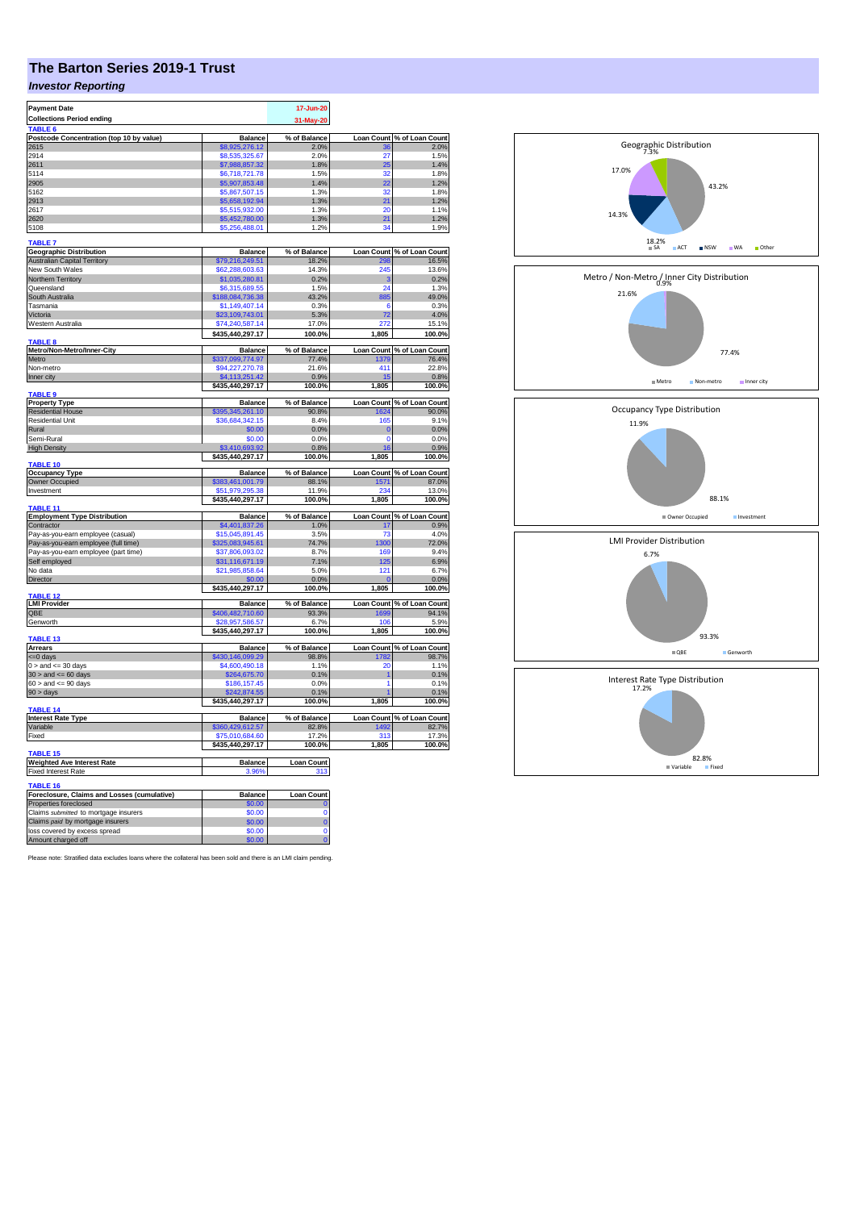# The Barton Series 2019-1 Trust

## *Investor Reporting*

| Payment Date | 17-Jun-20 |
|---|---|
| Collections Period ending | 31-May-20 |

**TABLE 6**

| Postcode Concentration (top 10 by value) | Balance | % of Balance | Loan Count | % of Loan Count |
|---|---|---|---|---|
| 2615 | $8,925,276.12 | 2.0% | 36 | 2.0% |
| 2914 | $8,535,325.67 | 2.0% | 27 | 1.5% |
| 2611 | $7,988,857.32 | 1.8% | 25 | 1.4% |
| 5114 | $6,718,721.78 | 1.5% | 32 | 1.8% |
| 2905 | $5,907,853.48 | 1.4% | 22 | 1.2% |
| 5162 | $5,867,507.15 | 1.3% | 32 | 1.8% |
| 2913 | $5,658,192.94 | 1.3% | 21 | 1.2% |
| 2617 | $5,515,932.00 | 1.3% | 20 | 1.1% |
| 2620 | $5,452,780.00 | 1.3% | 21 | 1.2% |
| 5108 | $5,256,488.01 | 1.2% | 34 | 1.9% |

**TABLE 7**

| Geographic Distribution | Balance | % of Balance | Loan Count | % of Loan Count |
|---|---|---|---|---|
| Australian Capital Territory | $79,216,249.51 | 18.2% | 298 | 16.5% |
| New South Wales | $62,288,603.63 | 14.3% | 245 | 13.6% |
| Northern Territory | $1,035,280.81 | 0.2% | 3 | 0.2% |
| Queensland | $6,315,689.55 | 1.5% | 24 | 1.3% |
| South Australia | $188,084,736.38 | 43.2% | 885 | 49.0% |
| Tasmania | $1,149,407.14 | 0.3% | 6 | 0.3% |
| Victoria | $23,109,743.01 | 5.3% | 72 | 4.0% |
| Western Australia | $74,240,587.14 | 17.0% | 272 | 15.1% |
| | $435,440,297.17 | 100.0% | 1,805 | 100.0% |

**TABLE 8**

| Metro/Non-Metro/Inner-City | Balance | % of Balance | Loan Count | % of Loan Count |
|---|---|---|---|---|
| Metro | $337,099,774.97 | 77.4% | 1379 | 76.4% |
| Non-metro | $94,227,270.78 | 21.6% | 411 | 22.8% |
| Inner city | $4,113,251.42 | 0.9% | 15 | 0.8% |
| | $435,440,297.17 | 100.0% | 1,805 | 100.0% |

**TABLE 9**

| Property Type | Balance | % of Balance | Loan Count | % of Loan Count |
|---|---|---|---|---|
| Residential House | $395,345,261.10 | 90.8% | 1624 | 90.0% |
| Residential Unit | $36,684,342.15 | 8.4% | 165 | 9.1% |
| Rural | $0.00 | 0.0% | 0 | 0.0% |
| Semi-Rural | $0.00 | 0.0% | 0 | 0.0% |
| High Density | $3,410,693.92 | 0.8% | 16 | 0.9% |
| | $435,440,297.17 | 100.0% | 1,805 | 100.0% |

**TABLE 10**

| Occupancy Type | Balance | % of Balance | Loan Count | % of Loan Count |
|---|---|---|---|---|
| Owner Occupied | $383,461,001.79 | 88.1% | 1571 | 87.0% |
| Investment | $51,979,295.38 | 11.9% | 234 | 13.0% |
| | $435,440,297.17 | 100.0% | 1,805 | 100.0% |

**TABLE 11**

| Employment Type Distribution | Balance | % of Balance | Loan Count | % of Loan Count |
|---|---|---|---|---|
| Contractor | $4,401,837.26 | 1.0% | 17 | 0.9% |
| Pay-as-you-earn employee (casual) | $15,045,891.45 | 3.5% | 73 | 4.0% |
| Pay-as-you-earn employee (full time) | $325,083,945.61 | 74.7% | 1300 | 72.0% |
| Pay-as-you-earn employee (part time) | $37,806,093.02 | 8.7% | 169 | 9.4% |
| Self employed | $31,116,671.19 | 7.1% | 125 | 6.9% |
| No data | $21,985,858.64 | 5.0% | 121 | 6.7% |
| Director | $0.00 | 0.0% | 0 | 0.0% |
| | $435,440,297.17 | 100.0% | 1,805 | 100.0% |

**TABLE 12**

| LMI Provider | Balance | % of Balance | Loan Count | % of Loan Count |
|---|---|---|---|---|
| QBE | $406,482,710.60 | 93.3% | 1699 | 94.1% |
| Genworth | $28,957,586.57 | 6.7% | 106 | 5.9% |
| | $435,440,297.17 | 100.0% | 1,805 | 100.0% |

**TABLE 13**

| Arrears | Balance | % of Balance | Loan Count | % of Loan Count |
|---|---|---|---|---|
| <=0 days | $430,146,099.29 | 98.8% | 1782 | 98.7% |
| 0 > and <= 30 days | $4,600,490.18 | 1.1% | 20 | 1.1% |
| 30 > and <= 60 days | $264,675.70 | 0.1% | 1 | 0.1% |
| 60 > and <= 90 days | $186,157.45 | 0.0% | 1 | 0.1% |
| 90 > days | $242,874.55 | 0.1% | 1 | 0.1% |
| | $435,440,297.17 | 100.0% | 1,805 | 100.0% |

**TABLE 14**

| Interest Rate Type | Balance | % of Balance | Loan Count | % of Loan Count |
|---|---|---|---|---|
| Variable | $360,429,612.57 | 82.8% | 1492 | 82.7% |
| Fixed | $75,010,684.60 | 17.2% | 313 | 17.3% |
| | $435,440,297.17 | 100.0% | 1,805 | 100.0% |

**TABLE 15**

| Weighted Ave Interest Rate | Balance | Loan Count |
|---|---|---|
| Fixed Interest Rate | 3.96% | 313 |

**TABLE 16**

| Foreclosure, Claims and Losses (cumulative) | Balance | Loan Count |
|---|---|---|
| Properties foreclosed | $0.00 | 0 |
| Claims *submitted* to mortgage insurers | $0.00 | 0 |
| Claims *paid* by mortgage insurers | $0.00 | 0 |
| loss covered by excess spread | $0.00 | 0 |
| Amount charged off | $0.00 | 0 |

Please note: Stratified data excludes loans where the collateral has been sold and there is an LMI claim pending.

Geographic Distribution

SA 43.2%, ACT 18.2%, NSW 14.3%, WA 17.0%, Other 7.3%

Metro / Non-Metro / Inner City Distribution

Metro 77.4%, Non-metro 21.6%, Inner city 0.9%

Occupancy Type Distribution

Owner Occupied 88.1%, Investment 11.9%

LMI Provider Distribution

QBE 93.3%, Genworth 6.7%

Interest Rate Type Distribution

Variable 82.8%, Fixed 17.2%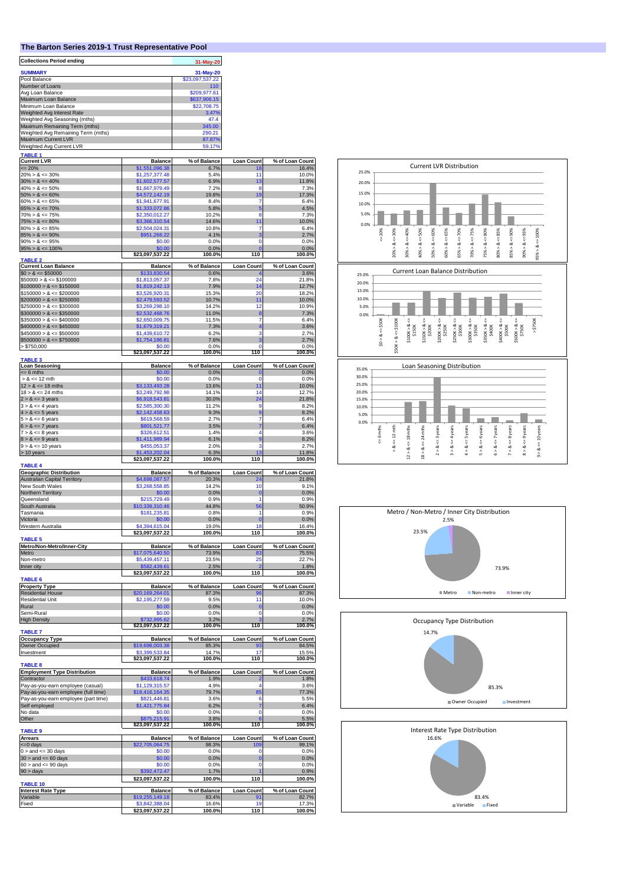# The Barton Series 2019-1 Trust Representative Pool

| Collections Period ending | 31-May-20 |
|---|---|

| SUMMARY | 31-May-20 |
|---|---|
| Pool Balance | $23,097,537.22 |
| Number of Loans | 110 |
| Avg Loan Balance | $209,977.61 |
| Maximum Loan Balance | $637,906.15 |
| Minimum Loan Balance | $22,708.75 |
| Weighted Avg Interest Rate | 3.47% |
| Weighted Avg Seasoning (mths) | 47.4 |
| Maximum Remaining Term (mths) | 345.00 |
| Weighted Avg Remaining Term (mths) | 290.21 |
| Maximum Current LVR | 87.87% |
| Weighted Avg Current LVR | 59.17% |

**TABLE 1**

| Current LVR | Balance | % of Balance | Loan Count | % of Loan Count |
|---|---|---|---|---|
| <= 20% | $1,551,096.38 | 6.7% | 18 | 16.4% |
| 20% > & <= 30% | $1,257,377.48 | 5.4% | 11 | 10.0% |
| 30% > & <= 40% | $1,602,577.57 | 6.9% | 13 | 11.8% |
| 40% > & <= 50% | $1,667,979.49 | 7.2% | 8 | 7.3% |
| 50% > & <= 60% | $4,572,142.19 | 19.8% | 19 | 17.3% |
| 60% > & <= 65% | $1,941,677.91 | 8.4% | 7 | 6.4% |
| 65% > & <= 70% | $1,333,072.86 | 5.8% | 5 | 4.5% |
| 70% > & <= 75% | $2,350,012.27 | 10.2% | 8 | 7.3% |
| 75% > & <= 80% | $3,366,310.54 | 14.6% | 11 | 10.0% |
| 80% > & <= 85% | $2,504,024.31 | 10.8% | 7 | 6.4% |
| 85% > & <= 90% | $951,266.22 | 4.1% | 3 | 2.7% |
| 90% > & <= 95% | $0.00 | 0.0% | 0 | 0.0% |
| 95% > & <= 100% | $0.00 | 0.0% | 0 | 0.0% |
| | $23,097,537.22 | 100.0% | 110 | 100.0% |

**TABLE 2**

| Current Loan Balance | Balance | % of Balance | Loan Count | % of Loan Count |
|---|---|---|---|---|
| $0 > & <= $50000 | $133,830.54 | 0.6% | 4 | 3.6% |
| $50000 > & <= $100000 | $1,813,057.37 | 7.8% | 24 | 21.8% |
| $100000 > & <= $150000 | $1,819,242.13 | 7.9% | 14 | 12.7% |
| $150000 > & <= $200000 | $3,526,920.31 | 15.3% | 20 | 18.2% |
| $200000 > & <= $250000 | $2,479,593.52 | 10.7% | 11 | 10.0% |
| $250000 > & <= $300000 | $3,269,298.10 | 14.2% | 12 | 10.9% |
| $300000 > & <= $350000 | $2,532,468.76 | 11.0% | 8 | 7.3% |
| $350000 > & <= $400000 | $2,650,009.75 | 11.5% | 7 | 6.4% |
| $400000 > & <= $450000 | $1,679,319.21 | 7.3% | 4 | 3.6% |
| $450000 > & <= $500000 | $1,439,610.72 | 6.2% | 3 | 2.7% |
| $500000 > & <= $750000 | $1,754,186.81 | 7.6% | 3 | 2.7% |
| > $750,000 | $0.00 | 0.0% | 0 | 0.0% |
| | $23,097,537.22 | 100.0% | 110 | 100.0% |

**TABLE 3**

| Loan Seasoning | Balance | % of Balance | Loan Count | % of Loan Count |
|---|---|---|---|---|
| <= 6 mths | $0.00 | 0.0% | 0 | 0.0% |
| > & <= 12 mth | $0.00 | 0.0% | 0 | 0.0% |
| 12 > & <= 18 mths | $3,133,493.28 | 13.6% | 11 | 10.0% |
| 18 > & <= 24 mths | $3,249,792.98 | 14.1% | 14 | 12.7% |
| 2 > & <= 3 years | $6,918,543.81 | 30.0% | 24 | 21.8% |
| 3 > & <= 4 years | $2,585,300.30 | 11.2% | 9 | 8.2% |
| 4 > & <= 5 years | $2,142,458.63 | 9.3% | 9 | 8.2% |
| 5 > & <= 6 years | $619,568.59 | 2.7% | 7 | 6.4% |
| 6 > & <= 7 years | $801,521.77 | 3.5% | 7 | 6.4% |
| 7 > & <= 8 years | $326,612.51 | 1.4% | 4 | 3.6% |
| 8 > & <= 9 years | $1,411,989.94 | 6.1% | 9 | 8.2% |
| 9 > & <= 10 years | $455,053.37 | 2.0% | 3 | 2.7% |
| > 10 years | $1,453,202.04 | 6.3% | 13 | 11.8% |
| | $23,097,537.22 | 100.0% | 110 | 100.0% |

**TABLE 4**

| Geographic Distribution | Balance | % of Balance | Loan Count | % of Loan Count |
|---|---|---|---|---|
| Australian Capital Territory | $4,698,087.57 | 20.3% | 24 | 21.8% |
| New South Wales | $3,268,558.85 | 14.2% | 10 | 9.1% |
| Northern Territory | $0.00 | 0.0% | 0 | 0.0% |
| Queensland | $215,729.49 | 0.9% | 1 | 0.9% |
| South Australia | $10,339,310.46 | 44.8% | 56 | 50.9% |
| Tasmania | $181,235.81 | 0.8% | 1 | 0.9% |
| Victoria | $0.00 | 0.0% | 0 | 0.0% |
| Western Australia | $4,394,615.04 | 19.0% | 18 | 16.4% |
| | $23,097,537.22 | 100.0% | 110 | 100.0% |

**TABLE 5**

| Metro/Non-Metro/Inner-City | Balance | % of Balance | Loan Count | % of Loan Count |
|---|---|---|---|---|
| Metro | $17,075,640.50 | 73.9% | 83 | 75.5% |
| Non-metro | $5,439,457.11 | 23.5% | 25 | 22.7% |
| Inner city | $582,439.61 | 2.5% | 2 | 1.8% |
| | $23,097,537.22 | 100.0% | 110 | 100.0% |

**TABLE 6**

| Property Type | Balance | % of Balance | Loan Count | % of Loan Count |
|---|---|---|---|---|
| Residential House | $20,169,264.01 | 87.3% | 96 | 87.3% |
| Residential Unit | $2,195,277.59 | 9.5% | 11 | 10.0% |
| Rural | $0.00 | 0.0% | 0 | 0.0% |
| Semi-Rural | $0.00 | 0.0% | 0 | 0.0% |
| High Density | $732,995.62 | 3.2% | 3 | 2.7% |
| | $23,097,537.22 | 100.0% | 110 | 100.0% |

**TABLE 7**

| Occupancy Type | Balance | % of Balance | Loan Count | % of Loan Count |
|---|---|---|---|---|
| Owner Occupied | $19,698,003.38 | 85.3% | 93 | 84.5% |
| Investment | $3,399,533.84 | 14.7% | 17 | 15.5% |
| | $23,097,537.22 | 100.0% | 110 | 100.0% |

**TABLE 8**

| Employment Type Distribution | Balance | % of Balance | Loan Count | % of Loan Count |
|---|---|---|---|---|
| Contractor | $433,618.74 | 1.9% | 2 | 1.8% |
| Pay-as-you-earn employee (casual) | $1,129,315.57 | 4.9% | 4 | 3.6% |
| Pay-as-you-earn employee (full time) | $18,416,164.35 | 79.7% | 85 | 77.3% |
| Pay-as-you-earn employee (part time) | $821,446.81 | 3.6% | 6 | 5.5% |
| Self employed | $1,421,775.84 | 6.2% | 7 | 6.4% |
| No data | $0.00 | 0.0% | 0 | 0.0% |
| Other | $875,215.91 | 3.8% | 6 | 5.5% |
| | $23,097,537.22 | 100.0% | 110 | 100.0% |

**TABLE 9**

| Arrears | Balance | % of Balance | Loan Count | % of Loan Count |
|---|---|---|---|---|
| <=0 days | $22,705,064.75 | 98.3% | 109 | 99.1% |
| 0 > and <= 30 days | $0.00 | 0.0% | 0 | 0.0% |
| 30 > and <= 60 days | $0.00 | 0.0% | 0 | 0.0% |
| 60 > and <= 90 days | $0.00 | 0.0% | 0 | 0.0% |
| 90 > days | $392,472.47 | 1.7% | 1 | 0.9% |
| | $23,097,537.22 | 100.0% | 110 | 100.0% |

**TABLE 10**

| Interest Rate Type | Balance | % of Balance | Loan Count | % of Loan Count |
|---|---|---|---|---|
| Variable | $19,255,149.18 | 83.4% | 91 | 82.7% |
| Fixed | $3,842,388.04 | 16.6% | 19 | 17.3% |
| | $23,097,537.22 | 100.0% | 110 | 100.0% |

Current LVR Distribution

25.0%
20.0%
15.0%
10.0%
5.0%
0.0%

<=20%, 20% > & <= 30%, 30% > & <= 40%, 40% > & <= 50%, 50% > & <= 60%, 60% > & <= 65%, 65% > & <= 70%, 70% > & <= 75%, 75% > & <= 80%, 80% > & <= 85%, 85% > & <= 90%, 90% > & <= 95%, 95% > & <= 100%

Current Loan Balance Distribution

25.0%
20.0%
15.0%
10.0%
5.0%
0.0%

$0 > & <= $50K, $50K > & <= $100K, $100K > & <= $150K, $150K > & <= $200K, $200K > & <= $250K, $250K > & <= $300K, $300K > & <= $350K, $350K > & <= $400K, $400K > & <= $500K, $500K > & <= $750K, > $750K

Loan Seasoning Distribution

35.0%
30.0%
25.0%
20.0%
15.0%
10.0%
5.0%
0.0%

<= 6 mths, > & <= 12 mth, 12 > & <= 18 mths, 18 > & <= 24 mths, 2 > & <= 3 years, 3 > & <= 4 years, 4 > & <= 5 years, 5 > & <= 6 years, 6 > & <= 7 years, 7 > & <= 8 years, 8 > & <= 9 years, 9 > & <= 10 years

Metro / Non-Metro / Inner City Distribution

2.5%
23.5%
73.9%

Metro, Non-metro, Inner city

Occupancy Type Distribution

14.7%
85.3%

Owner Occupied, Investment

Interest Rate Type Distribution

16.6%
83.4%

Variable, Fixed